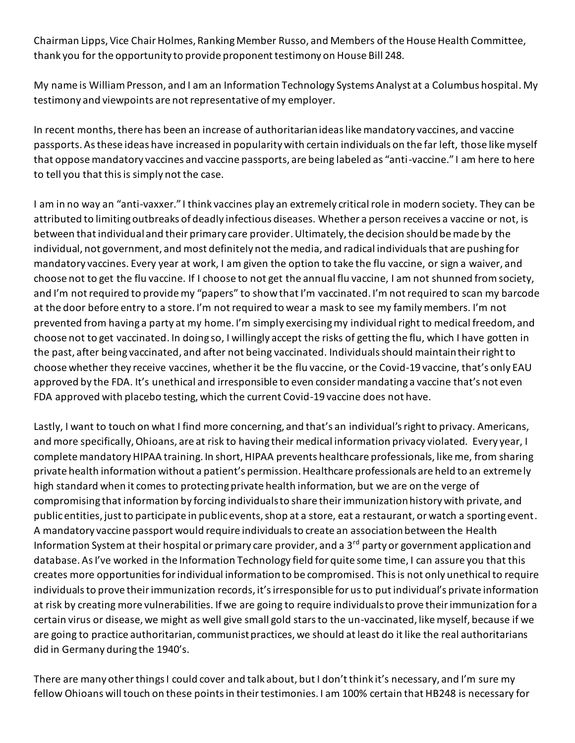Chairman Lipps, Vice Chair Holmes, Ranking Member Russo, and Members of the House Health Committee, thank you for the opportunity to provide proponent testimony on House Bill 248.

My name is William Presson, and I am an Information Technology Systems Analyst at a Columbus hospital. My testimony and viewpoints are not representative of my employer.

In recent months, there has been an increase of authoritarian ideas like mandatory vaccines, and vaccine passports. As these ideas have increased in popularity with certain individuals on the far left, those like myself that oppose mandatory vaccines and vaccine passports, are being labeled as "anti-vaccine." I am here to here to tell you that this is simply not the case.

I am in no way an "anti-vaxxer." I think vaccines play an extremely critical role in modern society. They can be attributed to limiting outbreaks of deadly infectious diseases. Whether a person receives a vaccine or not, is between that individual and their primary care provider. Ultimately, the decision should be made by the individual, not government, and most definitely not the media, and radical individuals that are pushing for mandatory vaccines. Every year at work, I am given the option to take the flu vaccine, or sign a waiver, and choose not to get the flu vaccine. If I choose to not get the annual flu vaccine, I am not shunned from society, and I'm not required to provide my "papers" to show that I'm vaccinated. I'm not required to scan my barcode at the door before entry to a store. I'm not required to wear a mask to see my family members. I'm not prevented from having a party at my home. I'm simply exercising my individual right to medical freedom, and choose not to get vaccinated. In doing so, I willingly accept the risks of getting the flu, which I have gotten in the past, after being vaccinated, and after not being vaccinated. Individuals should maintain their right to choose whether they receive vaccines, whether it be the flu vaccine, or the Covid-19 vaccine, that's only EAU approved by the FDA. It's unethical and irresponsible to even consider mandating a vaccine that's not even FDA approved with placebo testing, which the current Covid-19 vaccine does not have.

Lastly, I want to touch on what I find more concerning, and that's an individual's right to privacy. Americans, and more specifically, Ohioans, are at risk to having their medical information privacy violated. Every year, I complete mandatory HIPAA training. In short, HIPAA prevents healthcare professionals, like me, from sharing private health information without a patient's permission. Healthcare professionals are held to an extremely high standard when it comes to protecting private health information, but we are on the verge of compromising that information by forcing individuals to share their immunization history with private, and public entities, just to participate in public events, shop at a store, eat a restaurant, or watch a sporting event. A mandatory vaccine passport would require individuals to create an association between the Health Information System at their hospital or primary care provider, and a 3rd party or government application and database. As I've worked in the Information Technology field for quite some time, I can assure you that this creates more opportunities for individual information to be compromised. This is not only unethical to require individuals to prove their immunization records, it's irresponsible for us to put individual's private information at risk by creating more vulnerabilities. If we are going to require individuals to prove their immunization for a certain virus or disease, we might as well give small gold stars to the un-vaccinated, like myself, because if we are going to practice authoritarian, communist practices, we should at least do it like the real authoritarians did in Germany during the 1940's.

There are many other things I could cover and talk about, but I don't think it's necessary, and I'm sure my fellow Ohioans will touch on these points in their testimonies. I am 100% certain that HB248 is necessary for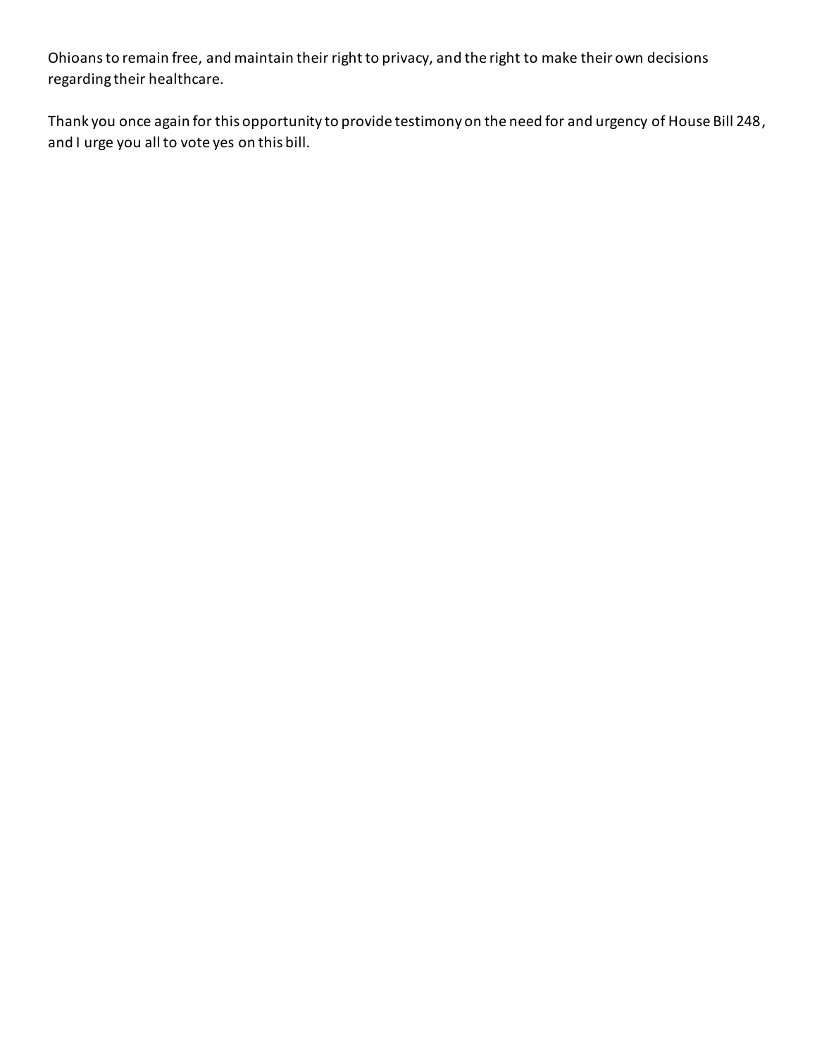Ohioans to remain free, and maintain their right to privacy, and the right to make their own decisions regarding their healthcare.

Thank you once again for this opportunity to provide testimony on the need for and urgency of House Bill 248, and I urge you all to vote yes on this bill.